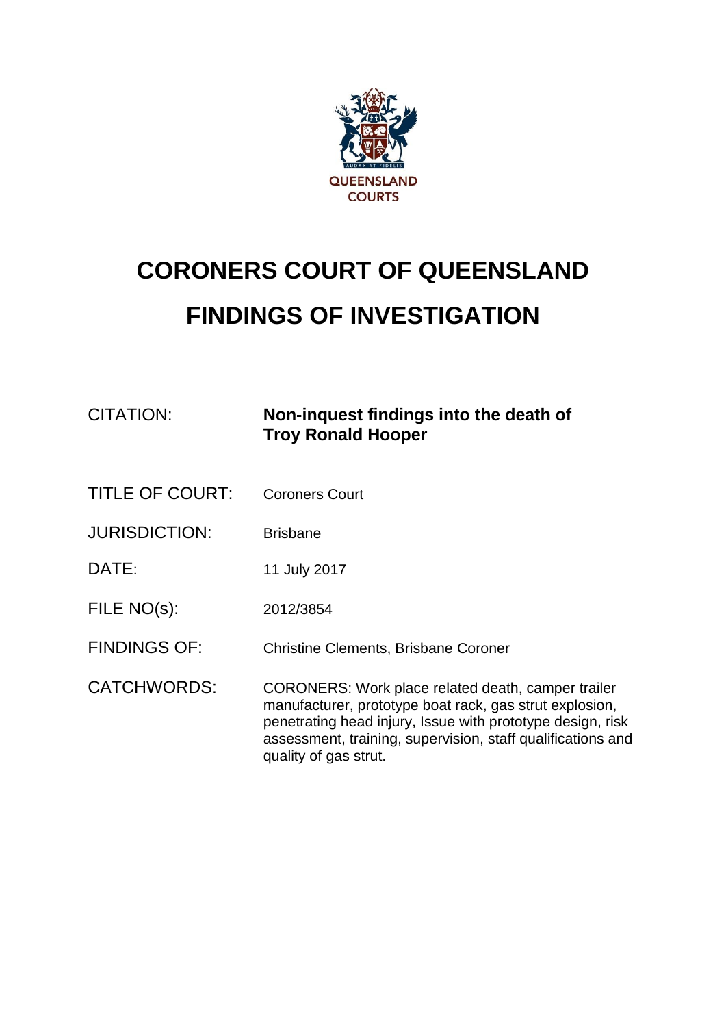QUEENSLAND COURTS

# CORONERS COURT OF QUEENSLAND

# FINDINGS OF INVESTIGATION

| | |
|---|---|
| CITATION: | **Non-inquest findings into the death of Troy Ronald Hooper** |
| TITLE OF COURT: | Coroners Court |
| JURISDICTION: | Brisbane |
| DATE: | 11 July 2017 |
| FILE NO(s): | 2012/3854 |
| FINDINGS OF: | Christine Clements, Brisbane Coroner |
| CATCHWORDS: | CORONERS: Work place related death, camper trailer manufacturer, prototype boat rack, gas strut explosion, penetrating head injury, Issue with prototype design, risk assessment, training, supervision, staff qualifications and quality of gas strut. |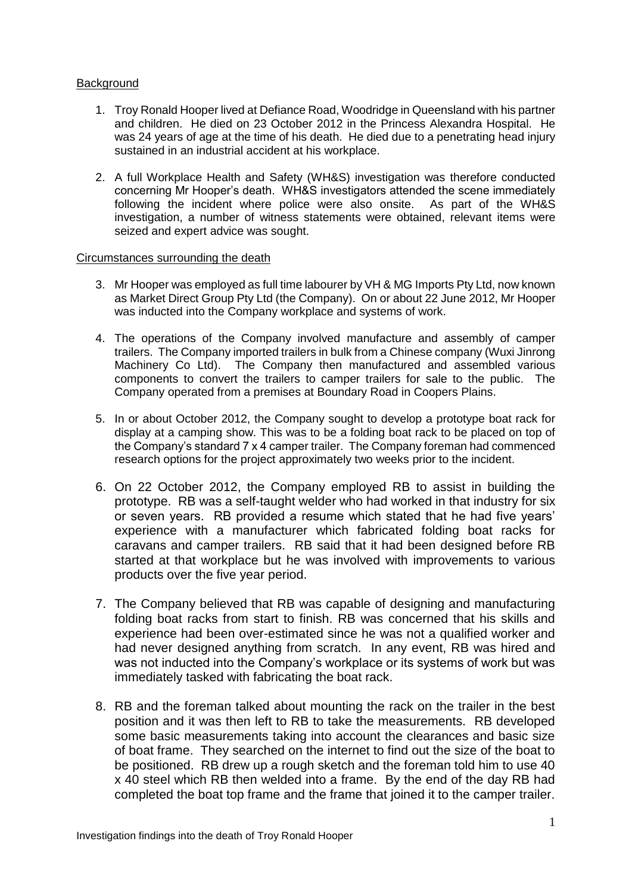## Background

1. Troy Ronald Hooper lived at Defiance Road, Woodridge in Queensland with his partner and children. He died on 23 October 2012 in the Princess Alexandra Hospital. He was 24 years of age at the time of his death. He died due to a penetrating head injury sustained in an industrial accident at his workplace.

2. A full Workplace Health and Safety (WH&S) investigation was therefore conducted concerning Mr Hooper's death. WH&S investigators attended the scene immediately following the incident where police were also onsite. As part of the WH&S investigation, a number of witness statements were obtained, relevant items were seized and expert advice was sought.

## Circumstances surrounding the death

3. Mr Hooper was employed as full time labourer by VH & MG Imports Pty Ltd, now known as Market Direct Group Pty Ltd (the Company). On or about 22 June 2012, Mr Hooper was inducted into the Company workplace and systems of work.

4. The operations of the Company involved manufacture and assembly of camper trailers. The Company imported trailers in bulk from a Chinese company (Wuxi Jinrong Machinery Co Ltd). The Company then manufactured and assembled various components to convert the trailers to camper trailers for sale to the public. The Company operated from a premises at Boundary Road in Coopers Plains.

5. In or about October 2012, the Company sought to develop a prototype boat rack for display at a camping show. This was to be a folding boat rack to be placed on top of the Company's standard 7 x 4 camper trailer. The Company foreman had commenced research options for the project approximately two weeks prior to the incident.

6. On 22 October 2012, the Company employed RB to assist in building the prototype. RB was a self-taught welder who had worked in that industry for six or seven years. RB provided a resume which stated that he had five years' experience with a manufacturer which fabricated folding boat racks for caravans and camper trailers. RB said that it had been designed before RB started at that workplace but he was involved with improvements to various products over the five year period.

7. The Company believed that RB was capable of designing and manufacturing folding boat racks from start to finish. RB was concerned that his skills and experience had been over-estimated since he was not a qualified worker and had never designed anything from scratch. In any event, RB was hired and was not inducted into the Company's workplace or its systems of work but was immediately tasked with fabricating the boat rack.

8. RB and the foreman talked about mounting the rack on the trailer in the best position and it was then left to RB to take the measurements. RB developed some basic measurements taking into account the clearances and basic size of boat frame. They searched on the internet to find out the size of the boat to be positioned. RB drew up a rough sketch and the foreman told him to use 40 x 40 steel which RB then welded into a frame. By the end of the day RB had completed the boat top frame and the frame that joined it to the camper trailer.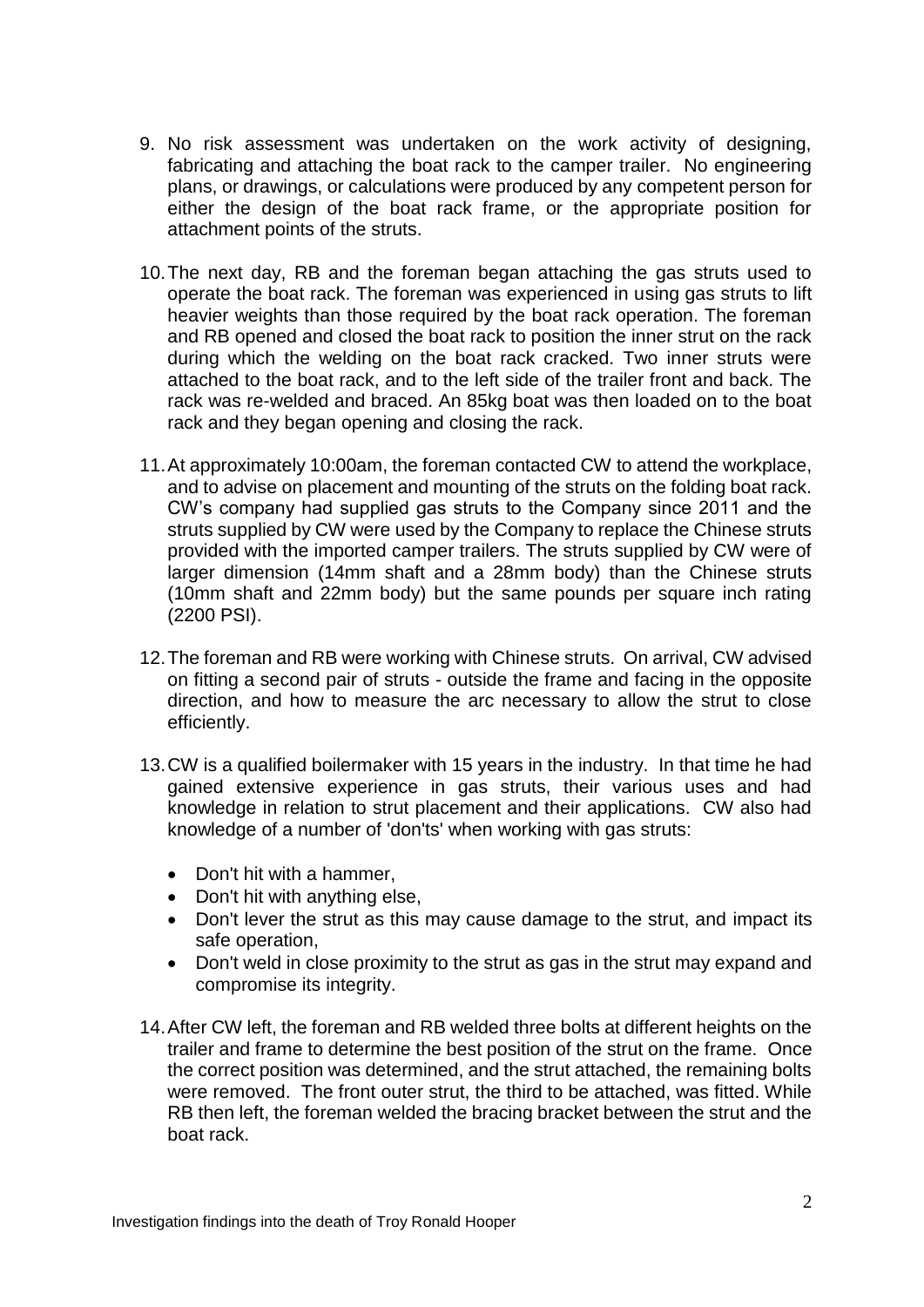9. No risk assessment was undertaken on the work activity of designing, fabricating and attaching the boat rack to the camper trailer. No engineering plans, or drawings, or calculations were produced by any competent person for either the design of the boat rack frame, or the appropriate position for attachment points of the struts.

10. The next day, RB and the foreman began attaching the gas struts used to operate the boat rack. The foreman was experienced in using gas struts to lift heavier weights than those required by the boat rack operation. The foreman and RB opened and closed the boat rack to position the inner strut on the rack during which the welding on the boat rack cracked. Two inner struts were attached to the boat rack, and to the left side of the trailer front and back. The rack was re-welded and braced. An 85kg boat was then loaded on to the boat rack and they began opening and closing the rack.

11. At approximately 10:00am, the foreman contacted CW to attend the workplace, and to advise on placement and mounting of the struts on the folding boat rack. CW's company had supplied gas struts to the Company since 2011 and the struts supplied by CW were used by the Company to replace the Chinese struts provided with the imported camper trailers. The struts supplied by CW were of larger dimension (14mm shaft and a 28mm body) than the Chinese struts (10mm shaft and 22mm body) but the same pounds per square inch rating (2200 PSI).

12. The foreman and RB were working with Chinese struts. On arrival, CW advised on fitting a second pair of struts - outside the frame and facing in the opposite direction, and how to measure the arc necessary to allow the strut to close efficiently.

13. CW is a qualified boilermaker with 15 years in the industry. In that time he had gained extensive experience in gas struts, their various uses and had knowledge in relation to strut placement and their applications. CW also had knowledge of a number of 'don'ts' when working with gas struts:

    - Don't hit with a hammer,
    - Don't hit with anything else,
    - Don't lever the strut as this may cause damage to the strut, and impact its safe operation,
    - Don't weld in close proximity to the strut as gas in the strut may expand and compromise its integrity.

14. After CW left, the foreman and RB welded three bolts at different heights on the trailer and frame to determine the best position of the strut on the frame. Once the correct position was determined, and the strut attached, the remaining bolts were removed. The front outer strut, the third to be attached, was fitted. While RB then left, the foreman welded the bracing bracket between the strut and the boat rack.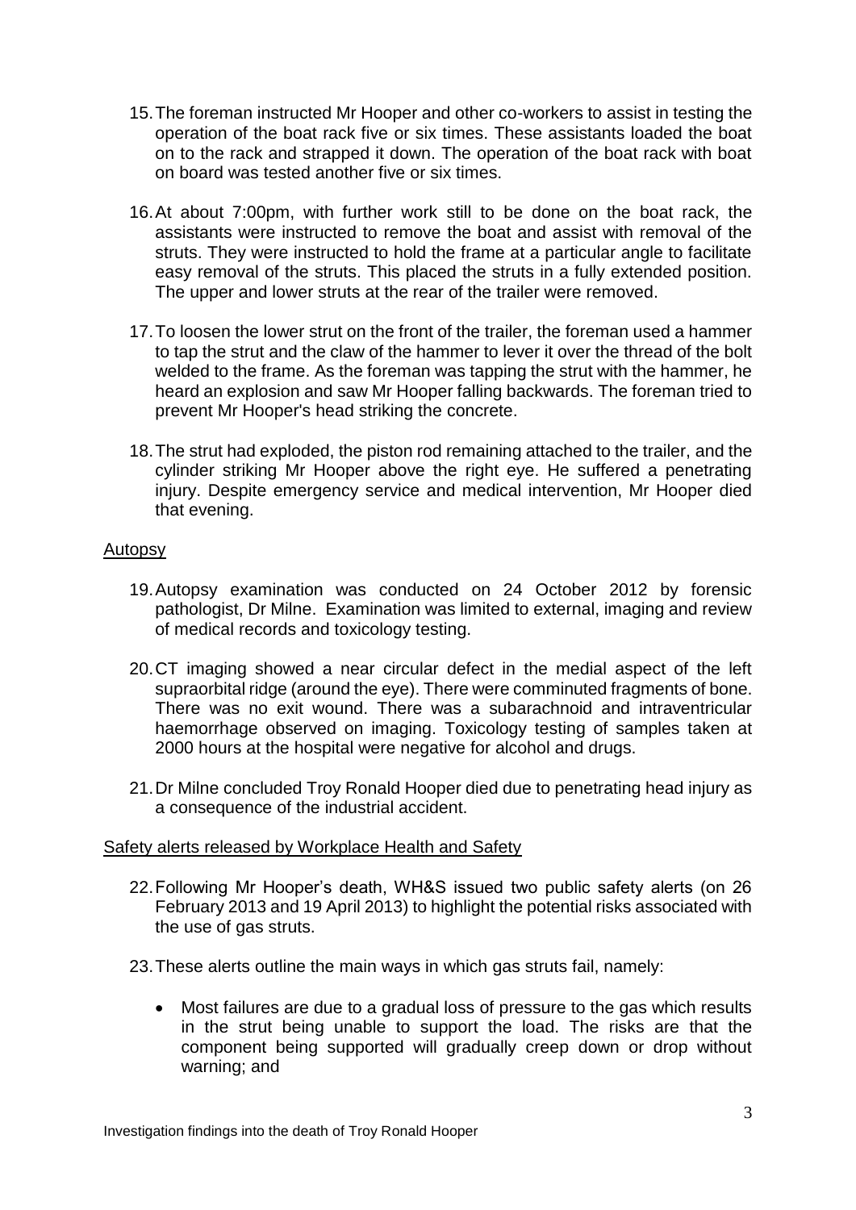15. The foreman instructed Mr Hooper and other co-workers to assist in testing the operation of the boat rack five or six times. These assistants loaded the boat on to the rack and strapped it down. The operation of the boat rack with boat on board was tested another five or six times.

16. At about 7:00pm, with further work still to be done on the boat rack, the assistants were instructed to remove the boat and assist with removal of the struts. They were instructed to hold the frame at a particular angle to facilitate easy removal of the struts. This placed the struts in a fully extended position. The upper and lower struts at the rear of the trailer were removed.

17. To loosen the lower strut on the front of the trailer, the foreman used a hammer to tap the strut and the claw of the hammer to lever it over the thread of the bolt welded to the frame. As the foreman was tapping the strut with the hammer, he heard an explosion and saw Mr Hooper falling backwards. The foreman tried to prevent Mr Hooper's head striking the concrete.

18. The strut had exploded, the piston rod remaining attached to the trailer, and the cylinder striking Mr Hooper above the right eye. He suffered a penetrating injury. Despite emergency service and medical intervention, Mr Hooper died that evening.

## Autopsy

19. Autopsy examination was conducted on 24 October 2012 by forensic pathologist, Dr Milne. Examination was limited to external, imaging and review of medical records and toxicology testing.

20. CT imaging showed a near circular defect in the medial aspect of the left supraorbital ridge (around the eye). There were comminuted fragments of bone. There was no exit wound. There was a subarachnoid and intraventricular haemorrhage observed on imaging. Toxicology testing of samples taken at 2000 hours at the hospital were negative for alcohol and drugs.

21. Dr Milne concluded Troy Ronald Hooper died due to penetrating head injury as a consequence of the industrial accident.

## Safety alerts released by Workplace Health and Safety

22. Following Mr Hooper's death, WH&S issued two public safety alerts (on 26 February 2013 and 19 April 2013) to highlight the potential risks associated with the use of gas struts.

23. These alerts outline the main ways in which gas struts fail, namely:

    - Most failures are due to a gradual loss of pressure to the gas which results in the strut being unable to support the load. The risks are that the component being supported will gradually creep down or drop without warning; and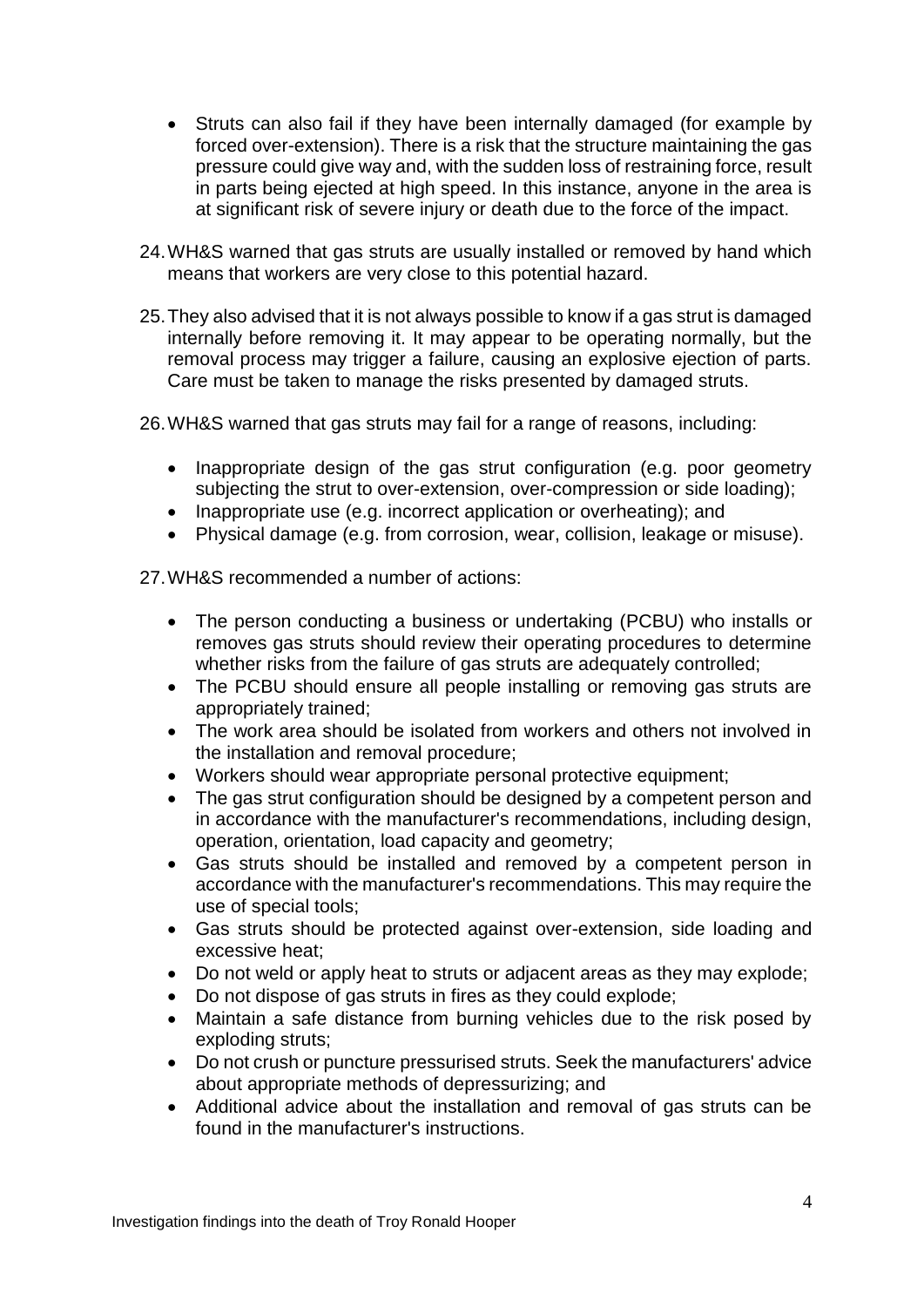- Struts can also fail if they have been internally damaged (for example by forced over-extension). There is a risk that the structure maintaining the gas pressure could give way and, with the sudden loss of restraining force, result in parts being ejected at high speed. In this instance, anyone in the area is at significant risk of severe injury or death due to the force of the impact.

24. WH&S warned that gas struts are usually installed or removed by hand which means that workers are very close to this potential hazard.

25. They also advised that it is not always possible to know if a gas strut is damaged internally before removing it. It may appear to be operating normally, but the removal process may trigger a failure, causing an explosive ejection of parts. Care must be taken to manage the risks presented by damaged struts.

26. WH&S warned that gas struts may fail for a range of reasons, including:

    - Inappropriate design of the gas strut configuration (e.g. poor geometry subjecting the strut to over-extension, over-compression or side loading);
    - Inappropriate use (e.g. incorrect application or overheating); and
    - Physical damage (e.g. from corrosion, wear, collision, leakage or misuse).

27. WH&S recommended a number of actions:

    - The person conducting a business or undertaking (PCBU) who installs or removes gas struts should review their operating procedures to determine whether risks from the failure of gas struts are adequately controlled;
    - The PCBU should ensure all people installing or removing gas struts are appropriately trained;
    - The work area should be isolated from workers and others not involved in the installation and removal procedure;
    - Workers should wear appropriate personal protective equipment;
    - The gas strut configuration should be designed by a competent person and in accordance with the manufacturer's recommendations, including design, operation, orientation, load capacity and geometry;
    - Gas struts should be installed and removed by a competent person in accordance with the manufacturer's recommendations. This may require the use of special tools;
    - Gas struts should be protected against over-extension, side loading and excessive heat;
    - Do not weld or apply heat to struts or adjacent areas as they may explode;
    - Do not dispose of gas struts in fires as they could explode;
    - Maintain a safe distance from burning vehicles due to the risk posed by exploding struts;
    - Do not crush or puncture pressurised struts. Seek the manufacturers' advice about appropriate methods of depressurizing; and
    - Additional advice about the installation and removal of gas struts can be found in the manufacturer's instructions.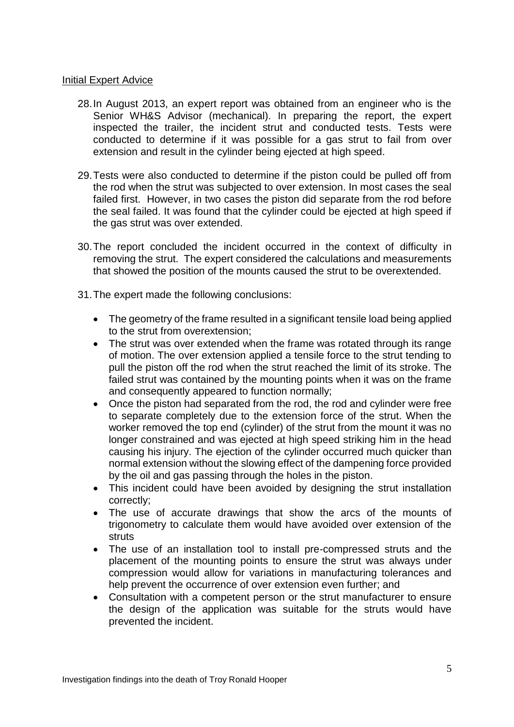## Initial Expert Advice

28. In August 2013, an expert report was obtained from an engineer who is the Senior WH&S Advisor (mechanical). In preparing the report, the expert inspected the trailer, the incident strut and conducted tests. Tests were conducted to determine if it was possible for a gas strut to fail from over extension and result in the cylinder being ejected at high speed.

29. Tests were also conducted to determine if the piston could be pulled off from the rod when the strut was subjected to over extension. In most cases the seal failed first. However, in two cases the piston did separate from the rod before the seal failed. It was found that the cylinder could be ejected at high speed if the gas strut was over extended.

30. The report concluded the incident occurred in the context of difficulty in removing the strut. The expert considered the calculations and measurements that showed the position of the mounts caused the strut to be overextended.

31. The expert made the following conclusions:

- The geometry of the frame resulted in a significant tensile load being applied to the strut from overextension;
- The strut was over extended when the frame was rotated through its range of motion. The over extension applied a tensile force to the strut tending to pull the piston off the rod when the strut reached the limit of its stroke. The failed strut was contained by the mounting points when it was on the frame and consequently appeared to function normally;
- Once the piston had separated from the rod, the rod and cylinder were free to separate completely due to the extension force of the strut. When the worker removed the top end (cylinder) of the strut from the mount it was no longer constrained and was ejected at high speed striking him in the head causing his injury. The ejection of the cylinder occurred much quicker than normal extension without the slowing effect of the dampening force provided by the oil and gas passing through the holes in the piston.
- This incident could have been avoided by designing the strut installation correctly;
- The use of accurate drawings that show the arcs of the mounts of trigonometry to calculate them would have avoided over extension of the struts
- The use of an installation tool to install pre-compressed struts and the placement of the mounting points to ensure the strut was always under compression would allow for variations in manufacturing tolerances and help prevent the occurrence of over extension even further; and
- Consultation with a competent person or the strut manufacturer to ensure the design of the application was suitable for the struts would have prevented the incident.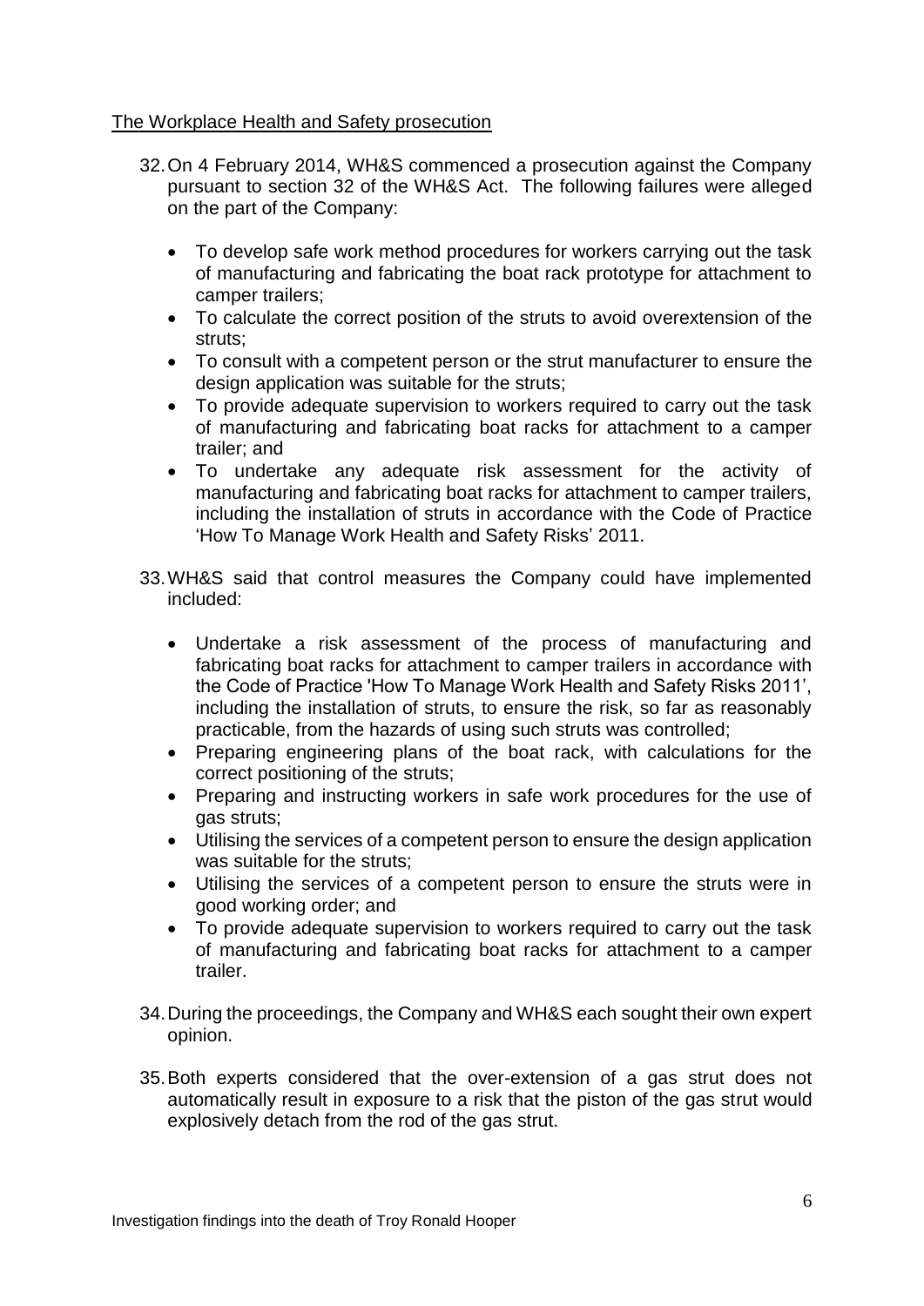The Workplace Health and Safety prosecution

32. On 4 February 2014, WH&S commenced a prosecution against the Company pursuant to section 32 of the WH&S Act. The following failures were alleged on the part of the Company:

    - To develop safe work method procedures for workers carrying out the task of manufacturing and fabricating the boat rack prototype for attachment to camper trailers;
    - To calculate the correct position of the struts to avoid overextension of the struts;
    - To consult with a competent person or the strut manufacturer to ensure the design application was suitable for the struts;
    - To provide adequate supervision to workers required to carry out the task of manufacturing and fabricating boat racks for attachment to a camper trailer; and
    - To undertake any adequate risk assessment for the activity of manufacturing and fabricating boat racks for attachment to camper trailers, including the installation of struts in accordance with the Code of Practice 'How To Manage Work Health and Safety Risks' 2011.

33. WH&S said that control measures the Company could have implemented included:

    - Undertake a risk assessment of the process of manufacturing and fabricating boat racks for attachment to camper trailers in accordance with the Code of Practice 'How To Manage Work Health and Safety Risks 2011', including the installation of struts, to ensure the risk, so far as reasonably practicable, from the hazards of using such struts was controlled;
    - Preparing engineering plans of the boat rack, with calculations for the correct positioning of the struts;
    - Preparing and instructing workers in safe work procedures for the use of gas struts;
    - Utilising the services of a competent person to ensure the design application was suitable for the struts;
    - Utilising the services of a competent person to ensure the struts were in good working order; and
    - To provide adequate supervision to workers required to carry out the task of manufacturing and fabricating boat racks for attachment to a camper trailer.

34. During the proceedings, the Company and WH&S each sought their own expert opinion.

35. Both experts considered that the over-extension of a gas strut does not automatically result in exposure to a risk that the piston of the gas strut would explosively detach from the rod of the gas strut.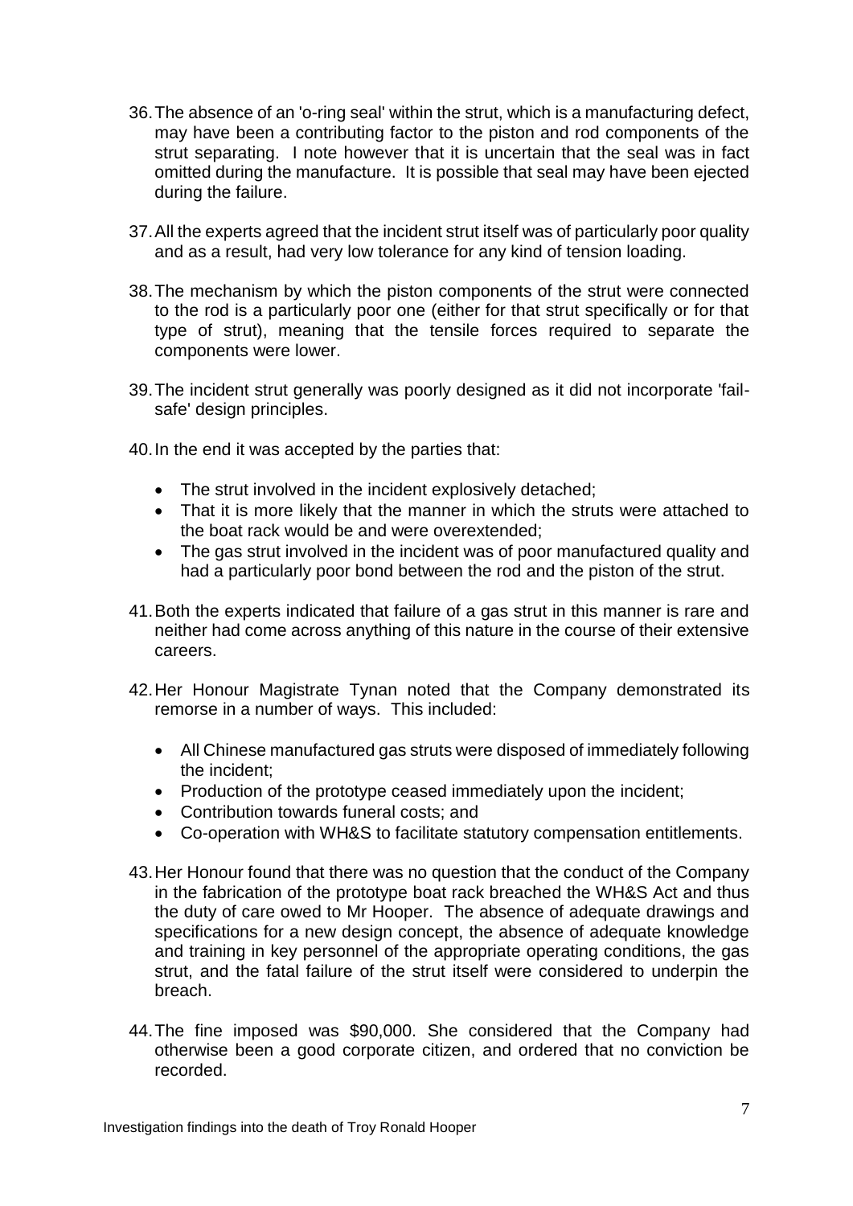36. The absence of an 'o-ring seal' within the strut, which is a manufacturing defect, may have been a contributing factor to the piston and rod components of the strut separating. I note however that it is uncertain that the seal was in fact omitted during the manufacture. It is possible that seal may have been ejected during the failure.

37. All the experts agreed that the incident strut itself was of particularly poor quality and as a result, had very low tolerance for any kind of tension loading.

38. The mechanism by which the piston components of the strut were connected to the rod is a particularly poor one (either for that strut specifically or for that type of strut), meaning that the tensile forces required to separate the components were lower.

39. The incident strut generally was poorly designed as it did not incorporate 'fail-safe' design principles.

40. In the end it was accepted by the parties that:

    - The strut involved in the incident explosively detached;
    - That it is more likely that the manner in which the struts were attached to the boat rack would be and were overextended;
    - The gas strut involved in the incident was of poor manufactured quality and had a particularly poor bond between the rod and the piston of the strut.

41. Both the experts indicated that failure of a gas strut in this manner is rare and neither had come across anything of this nature in the course of their extensive careers.

42. Her Honour Magistrate Tynan noted that the Company demonstrated its remorse in a number of ways. This included:

    - All Chinese manufactured gas struts were disposed of immediately following the incident;
    - Production of the prototype ceased immediately upon the incident;
    - Contribution towards funeral costs; and
    - Co-operation with WH&S to facilitate statutory compensation entitlements.

43. Her Honour found that there was no question that the conduct of the Company in the fabrication of the prototype boat rack breached the WH&S Act and thus the duty of care owed to Mr Hooper. The absence of adequate drawings and specifications for a new design concept, the absence of adequate knowledge and training in key personnel of the appropriate operating conditions, the gas strut, and the fatal failure of the strut itself were considered to underpin the breach.

44. The fine imposed was $90,000. She considered that the Company had otherwise been a good corporate citizen, and ordered that no conviction be recorded.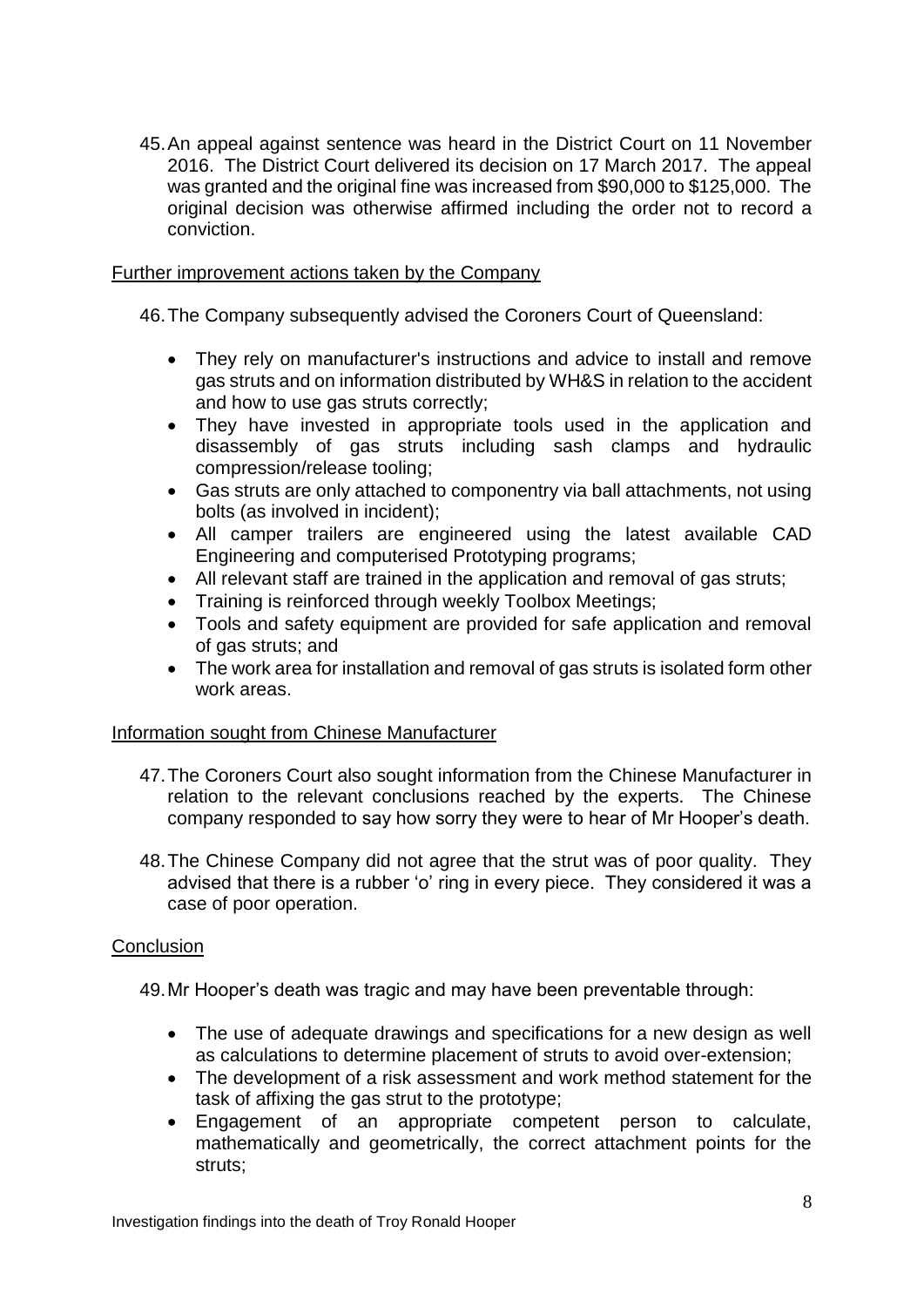45. An appeal against sentence was heard in the District Court on 11 November 2016. The District Court delivered its decision on 17 March 2017. The appeal was granted and the original fine was increased from $90,000 to $125,000. The original decision was otherwise affirmed including the order not to record a conviction.

## Further improvement actions taken by the Company

46. The Company subsequently advised the Coroners Court of Queensland:

- They rely on manufacturer's instructions and advice to install and remove gas struts and on information distributed by WH&S in relation to the accident and how to use gas struts correctly;
- They have invested in appropriate tools used in the application and disassembly of gas struts including sash clamps and hydraulic compression/release tooling;
- Gas struts are only attached to componentry via ball attachments, not using bolts (as involved in incident);
- All camper trailers are engineered using the latest available CAD Engineering and computerised Prototyping programs;
- All relevant staff are trained in the application and removal of gas struts;
- Training is reinforced through weekly Toolbox Meetings;
- Tools and safety equipment are provided for safe application and removal of gas struts; and
- The work area for installation and removal of gas struts is isolated form other work areas.

## Information sought from Chinese Manufacturer

47. The Coroners Court also sought information from the Chinese Manufacturer in relation to the relevant conclusions reached by the experts. The Chinese company responded to say how sorry they were to hear of Mr Hooper's death.

48. The Chinese Company did not agree that the strut was of poor quality. They advised that there is a rubber 'o' ring in every piece. They considered it was a case of poor operation.

## Conclusion

49. Mr Hooper's death was tragic and may have been preventable through:

- The use of adequate drawings and specifications for a new design as well as calculations to determine placement of struts to avoid over-extension;
- The development of a risk assessment and work method statement for the task of affixing the gas strut to the prototype;
- Engagement of an appropriate competent person to calculate, mathematically and geometrically, the correct attachment points for the struts;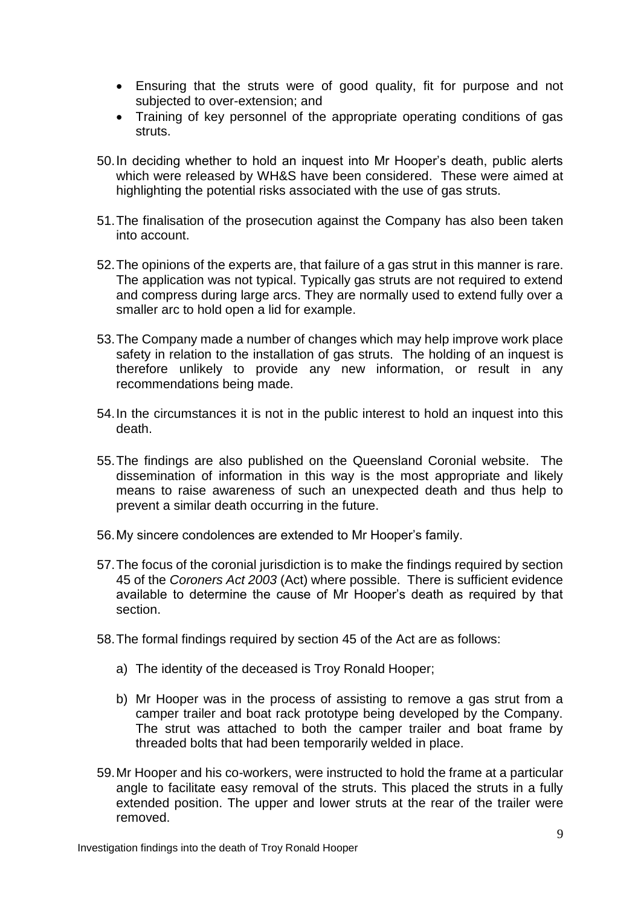- Ensuring that the struts were of good quality, fit for purpose and not subjected to over-extension; and
- Training of key personnel of the appropriate operating conditions of gas struts.

50. In deciding whether to hold an inquest into Mr Hooper's death, public alerts which were released by WH&S have been considered. These were aimed at highlighting the potential risks associated with the use of gas struts.

51. The finalisation of the prosecution against the Company has also been taken into account.

52. The opinions of the experts are, that failure of a gas strut in this manner is rare. The application was not typical. Typically gas struts are not required to extend and compress during large arcs. They are normally used to extend fully over a smaller arc to hold open a lid for example.

53. The Company made a number of changes which may help improve work place safety in relation to the installation of gas struts. The holding of an inquest is therefore unlikely to provide any new information, or result in any recommendations being made.

54. In the circumstances it is not in the public interest to hold an inquest into this death.

55. The findings are also published on the Queensland Coronial website. The dissemination of information in this way is the most appropriate and likely means to raise awareness of such an unexpected death and thus help to prevent a similar death occurring in the future.

56. My sincere condolences are extended to Mr Hooper's family.

57. The focus of the coronial jurisdiction is to make the findings required by section 45 of the *Coroners Act 2003* (Act) where possible. There is sufficient evidence available to determine the cause of Mr Hooper's death as required by that section.

58. The formal findings required by section 45 of the Act are as follows:

    a) The identity of the deceased is Troy Ronald Hooper;

    b) Mr Hooper was in the process of assisting to remove a gas strut from a camper trailer and boat rack prototype being developed by the Company. The strut was attached to both the camper trailer and boat frame by threaded bolts that had been temporarily welded in place.

59. Mr Hooper and his co-workers, were instructed to hold the frame at a particular angle to facilitate easy removal of the struts. This placed the struts in a fully extended position. The upper and lower struts at the rear of the trailer were removed.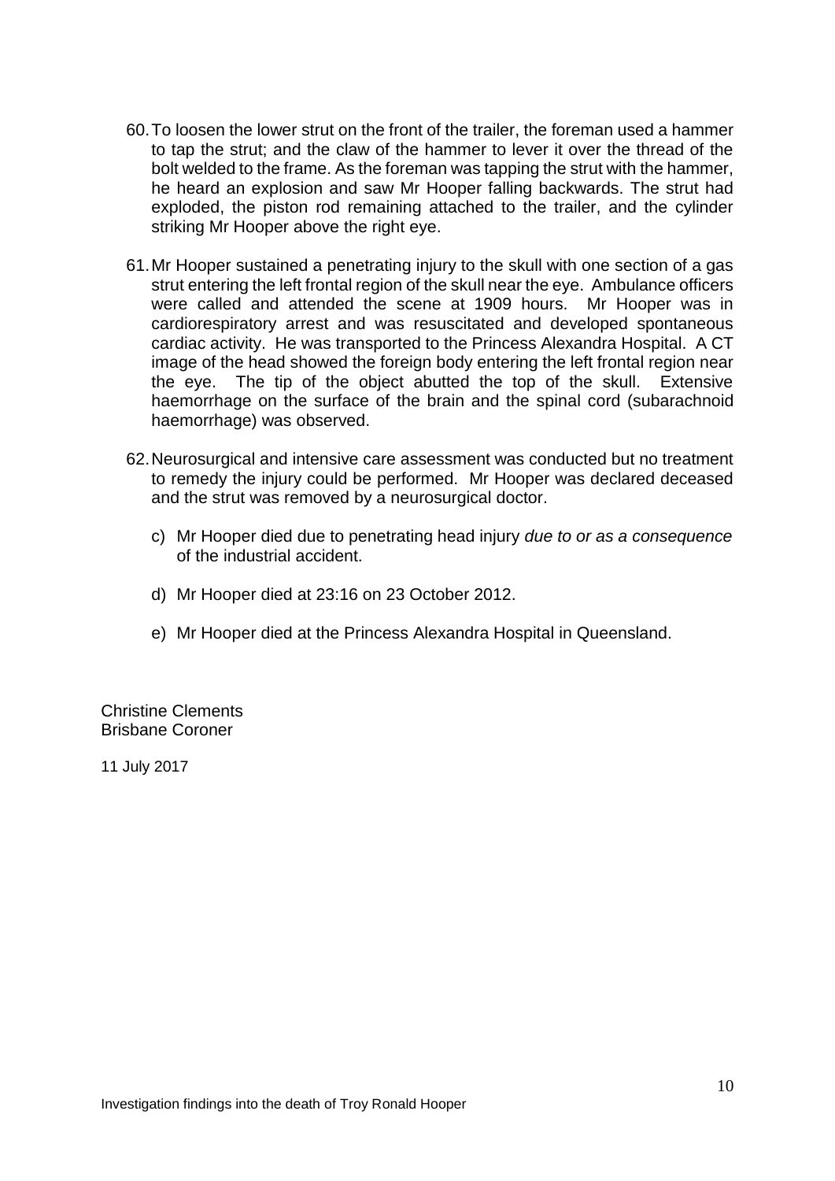60. To loosen the lower strut on the front of the trailer, the foreman used a hammer to tap the strut; and the claw of the hammer to lever it over the thread of the bolt welded to the frame. As the foreman was tapping the strut with the hammer, he heard an explosion and saw Mr Hooper falling backwards. The strut had exploded, the piston rod remaining attached to the trailer, and the cylinder striking Mr Hooper above the right eye.

61. Mr Hooper sustained a penetrating injury to the skull with one section of a gas strut entering the left frontal region of the skull near the eye. Ambulance officers were called and attended the scene at 1909 hours. Mr Hooper was in cardiorespiratory arrest and was resuscitated and developed spontaneous cardiac activity. He was transported to the Princess Alexandra Hospital. A CT image of the head showed the foreign body entering the left frontal region near the eye. The tip of the object abutted the top of the skull. Extensive haemorrhage on the surface of the brain and the spinal cord (subarachnoid haemorrhage) was observed.

62. Neurosurgical and intensive care assessment was conducted but no treatment to remedy the injury could be performed. Mr Hooper was declared deceased and the strut was removed by a neurosurgical doctor.

   c) Mr Hooper died due to penetrating head injury *due to or as a consequence* of the industrial accident.

   d) Mr Hooper died at 23:16 on 23 October 2012.

   e) Mr Hooper died at the Princess Alexandra Hospital in Queensland.

Christine Clements
Brisbane Coroner

11 July 2017